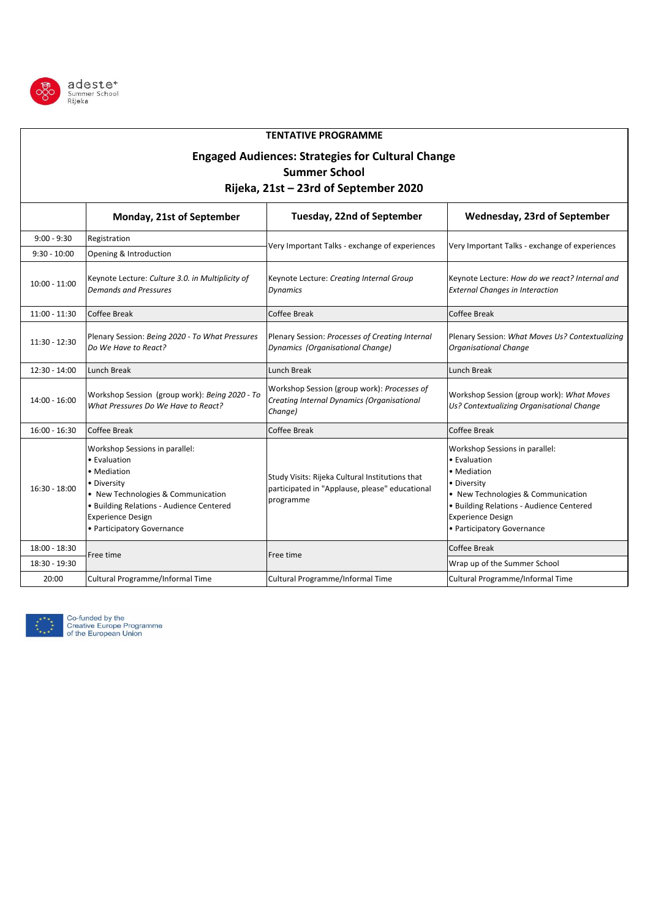adeste+ Summer School Rijeka

**TENTATIVE PROGRAMME**

# Engaged Audiences: Strategies for Cultural Change

## Summer School

## Rijeka, 21st – 23rd of September 2020

| | Monday, 21st of September | Tuesday, 22nd of September | Wednesday, 23rd of September |
|---|---|---|---|
| 9:00 - 9:30 | Registration | Very Important Talks - exchange of experiences | Very Important Talks - exchange of experiences |
| 9:30 - 10:00 | Opening & Introduction | | |
| 10:00 - 11:00 | Keynote Lecture: *Culture 3.0. in Multiplicity of Demands and Pressures* | Keynote Lecture: *Creating Internal Group Dynamics* | Keynote Lecture: *How do we react? Internal and External Changes in Interaction* |
| 11:00 - 11:30 | Coffee Break | Coffee Break | Coffee Break |
| 11:30 - 12:30 | Plenary Session: *Being 2020 - To What Pressures Do We Have to React?* | Plenary Session: *Processes of Creating Internal Dynamics (Organisational Change)* | Plenary Session: *What Moves Us? Contextualizing Organisational Change* |
| 12:30 - 14:00 | Lunch Break | Lunch Break | Lunch Break |
| 14:00 - 16:00 | Workshop Session (group work): *Being 2020 - To What Pressures Do We Have to React?* | Workshop Session (group work): *Processes of Creating Internal Dynamics (Organisational Change)* | Workshop Session (group work): *What Moves Us? Contextualizing Organisational Change* |
| 16:00 - 16:30 | Coffee Break | Coffee Break | Coffee Break |
| 16:30 - 18:00 | Workshop Sessions in parallel:<br>• Evaluation<br>• Mediation<br>• Diversity<br>• New Technologies & Communication<br>• Building Relations - Audience Centered Experience Design<br>• Participatory Governance | Study Visits: Rijeka Cultural Institutions that participated in "Applause, please" educational programme | Workshop Sessions in parallel:<br>• Evaluation<br>• Mediation<br>• Diversity<br>• New Technologies & Communication<br>• Building Relations - Audience Centered Experience Design<br>• Participatory Governance |
| 18:00 - 18:30 | Free time | Free time | Coffee Break |
| 18:30 - 19:30 | | | Wrap up of the Summer School |
| 20:00 | Cultural Programme/Informal Time | Cultural Programme/Informal Time | Cultural Programme/Informal Time |

Co-funded by the Creative Europe Programme of the European Union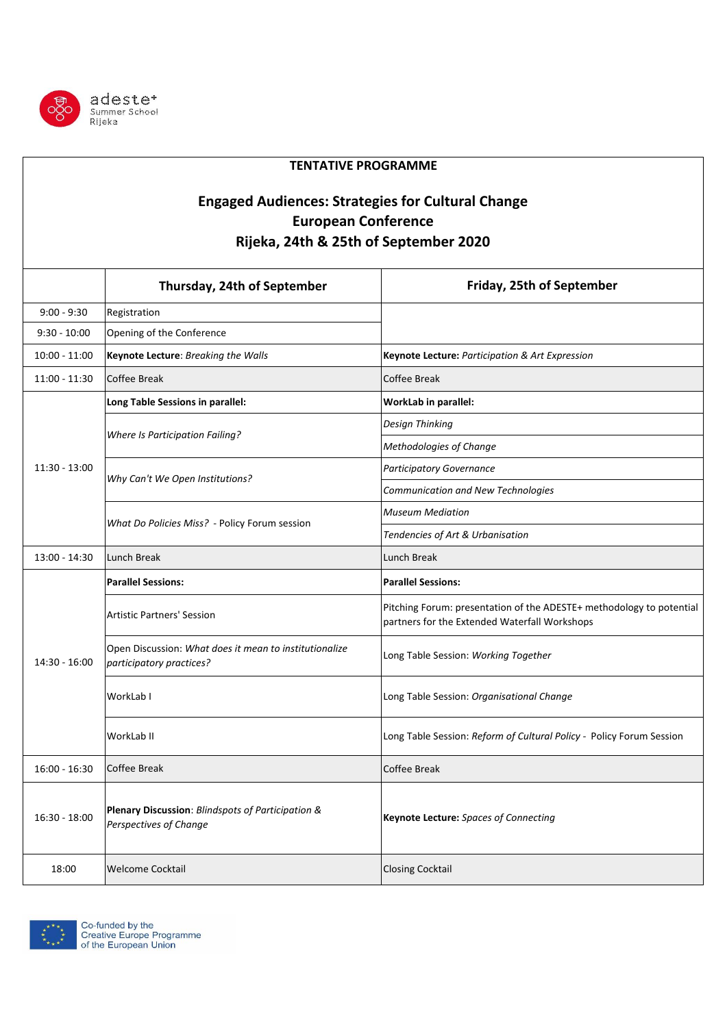adeste+ Summer School Rijeka

TENTATIVE PROGRAMME

## Engaged Audiences: Strategies for Cultural Change
## European Conference
## Rijeka, 24th & 25th of September 2020

| | Thursday, 24th of September | Friday, 25th of September |
|---|---|---|
| 9:00 - 9:30 | Registration | |
| 9:30 - 10:00 | Opening of the Conference | |
| 10:00 - 11:00 | **Keynote Lecture**: *Breaking the Walls* | **Keynote Lecture:** *Participation & Art Expression* |
| 11:00 - 11:30 | Coffee Break | Coffee Break |
| 11:30 - 13:00 | **Long Table Sessions in parallel:** | **WorkLab in parallel:** |
| | *Where Is Participation Failing?* | *Design Thinking* |
| | | *Methodologies of Change* |
| | *Why Can't We Open Institutions?* | *Participatory Governance* |
| | | *Communication and New Technologies* |
| | *What Do Policies Miss?* - Policy Forum session | *Museum Mediation* |
| | | *Tendencies of Art & Urbanisation* |
| 13:00 - 14:30 | Lunch Break | Lunch Break |
| 14:30 - 16:00 | **Parallel Sessions:** | **Parallel Sessions:** |
| | Artistic Partners' Session | Pitching Forum: presentation of the ADESTE+ methodology to potential partners for the Extended Waterfall Workshops |
| | Open Discussion: *What does it mean to institutionalize participatory practices?* | Long Table Session: *Working Together* |
| | WorkLab I | Long Table Session: *Organisational Change* |
| | WorkLab II | Long Table Session: *Reform of Cultural Policy* - Policy Forum Session |
| 16:00 - 16:30 | Coffee Break | Coffee Break |
| 16:30 - 18:00 | **Plenary Discussion**: *Blindspots of Participation & Perspectives of Change* | **Keynote Lecture:** *Spaces of Connecting* |
| 18:00 | Welcome Cocktail | Closing Cocktail |

Co-funded by the Creative Europe Programme of the European Union